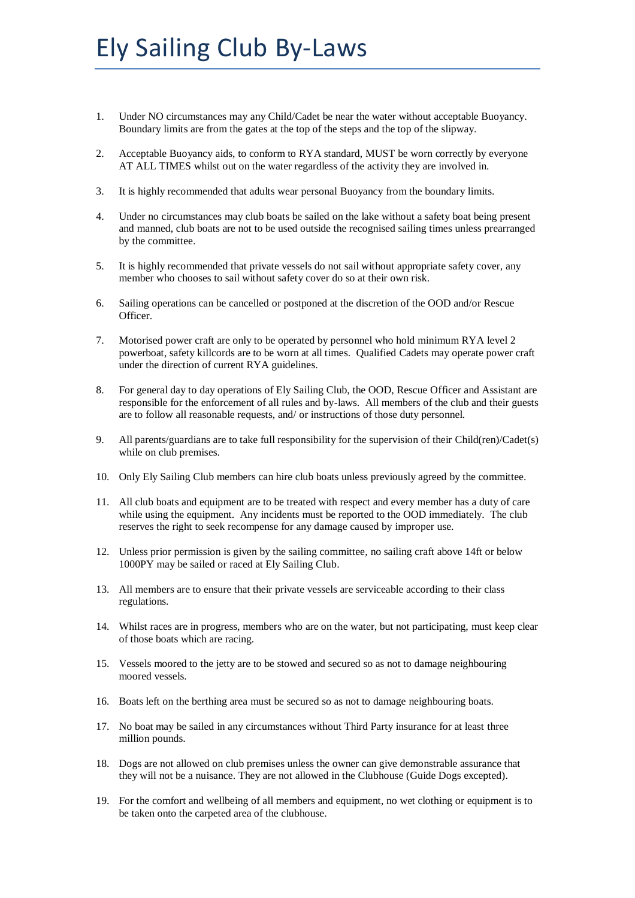# Ely Sailing Club By-Laws

1. Under NO circumstances may any Child/Cadet be near the water without acceptable Buoyancy. Boundary limits are from the gates at the top of the steps and the top of the slipway.

2. Acceptable Buoyancy aids, to conform to RYA standard, MUST be worn correctly by everyone AT ALL TIMES whilst out on the water regardless of the activity they are involved in.

3. It is highly recommended that adults wear personal Buoyancy from the boundary limits.

4. Under no circumstances may club boats be sailed on the lake without a safety boat being present and manned, club boats are not to be used outside the recognised sailing times unless prearranged by the committee.

5. It is highly recommended that private vessels do not sail without appropriate safety cover, any member who chooses to sail without safety cover do so at their own risk.

6. Sailing operations can be cancelled or postponed at the discretion of the OOD and/or Rescue Officer.

7. Motorised power craft are only to be operated by personnel who hold minimum RYA level 2 powerboat, safety killcords are to be worn at all times. Qualified Cadets may operate power craft under the direction of current RYA guidelines.

8. For general day to day operations of Ely Sailing Club, the OOD, Rescue Officer and Assistant are responsible for the enforcement of all rules and by-laws. All members of the club and their guests are to follow all reasonable requests, and/ or instructions of those duty personnel.

9. All parents/guardians are to take full responsibility for the supervision of their Child(ren)/Cadet(s) while on club premises.

10. Only Ely Sailing Club members can hire club boats unless previously agreed by the committee.

11. All club boats and equipment are to be treated with respect and every member has a duty of care while using the equipment. Any incidents must be reported to the OOD immediately. The club reserves the right to seek recompense for any damage caused by improper use.

12. Unless prior permission is given by the sailing committee, no sailing craft above 14ft or below 1000PY may be sailed or raced at Ely Sailing Club.

13. All members are to ensure that their private vessels are serviceable according to their class regulations.

14. Whilst races are in progress, members who are on the water, but not participating, must keep clear of those boats which are racing.

15. Vessels moored to the jetty are to be stowed and secured so as not to damage neighbouring moored vessels.

16. Boats left on the berthing area must be secured so as not to damage neighbouring boats.

17. No boat may be sailed in any circumstances without Third Party insurance for at least three million pounds.

18. Dogs are not allowed on club premises unless the owner can give demonstrable assurance that they will not be a nuisance. They are not allowed in the Clubhouse (Guide Dogs excepted).

19. For the comfort and wellbeing of all members and equipment, no wet clothing or equipment is to be taken onto the carpeted area of the clubhouse.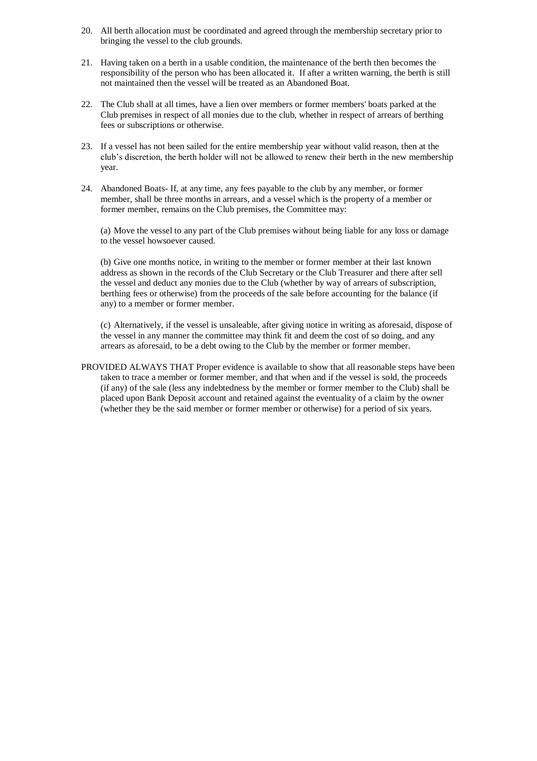20. All berth allocation must be coordinated and agreed through the membership secretary prior to bringing the vessel to the club grounds.

21. Having taken on a berth in a usable condition, the maintenance of the berth then becomes the responsibility of the person who has been allocated it. If after a written warning, the berth is still not maintained then the vessel will be treated as an Abandoned Boat.

22. The Club shall at all times, have a lien over members or former members' boats parked at the Club premises in respect of all monies due to the club, whether in respect of arrears of berthing fees or subscriptions or otherwise.

23. If a vessel has not been sailed for the entire membership year without valid reason, then at the club's discretion, the berth holder will not be allowed to renew their berth in the new membership year.

24. Abandoned Boats- If, at any time, any fees payable to the club by any member, or former member, shall be three months in arrears, and a vessel which is the property of a member or former member, remains on the Club premises, the Committee may:

    (a) Move the vessel to any part of the Club premises without being liable for any loss or damage to the vessel howsoever caused.

    (b) Give one months notice, in writing to the member or former member at their last known address as shown in the records of the Club Secretary or the Club Treasurer and there after sell the vessel and deduct any monies due to the Club (whether by way of arrears of subscription, berthing fees or otherwise) from the proceeds of the sale before accounting for the balance (if any) to a member or former member.

    (c) Alternatively, if the vessel is unsaleable, after giving notice in writing as aforesaid, dispose of the vessel in any manner the committee may think fit and deem the cost of so doing, and any arrears as aforesaid, to be a debt owing to the Club by the member or former member.

PROVIDED ALWAYS THAT Proper evidence is available to show that all reasonable steps have been taken to trace a member or former member, and that when and if the vessel is sold, the proceeds (if any) of the sale (less any indebtedness by the member or former member to the Club) shall be placed upon Bank Deposit account and retained against the eventuality of a claim by the owner (whether they be the said member or former member or otherwise) for a period of six years.